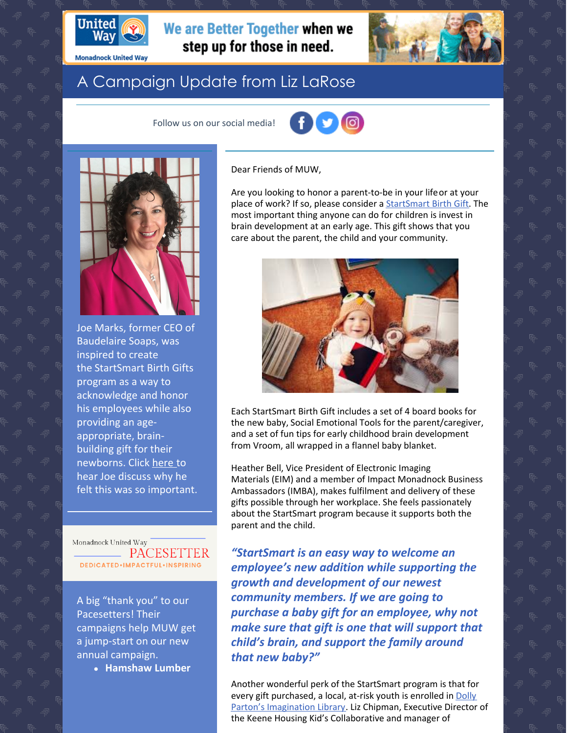We are Better Together when we step up for those in need.

Monadnock United Way

# A Campaign Update from Liz LaRose

Follow us on our social media!

Joe Marks, former CEO of Baudelaire Soaps, was inspired to create the StartSmart Birth Gifts program as a way to acknowledge and honor his employees while also providing an age-appropriate, brain-building gift for their newborns. Click here to hear Joe discuss why he felt this was so important.

Monadnock United Way PACESETTER

DEDICATED•IMPACTFUL•INSPIRING

A big "thank you" to our Pacesetters! Their campaigns help MUW get a jump-start on our new annual campaign.

- **Hamshaw Lumber**

Dear Friends of MUW,

Are you looking to honor a parent-to-be in your life or at your place of work? If so, please consider a StartSmart Birth Gift. The most important thing anyone can do for children is invest in brain development at an early age. This gift shows that you care about the parent, the child and your community.

Each StartSmart Birth Gift includes a set of 4 board books for the new baby, Social Emotional Tools for the parent/caregiver, and a set of fun tips for early childhood brain development from Vroom, all wrapped in a flannel baby blanket.

Heather Bell, Vice President of Electronic Imaging Materials (EIM) and a member of Impact Monadnock Business Ambassadors (IMBA), makes fulfilment and delivery of these gifts possible through her workplace. She feels passionately about the StartSmart program because it supports both the parent and the child.

***"StartSmart is an easy way to welcome an employee's new addition while supporting the growth and development of our newest community members. If we are going to purchase a baby gift for an employee, why not make sure that gift is one that will support that child's brain, and support the family around that new baby?"***

Another wonderful perk of the StartSmart program is that for every gift purchased, a local, at-risk youth is enrolled in Dolly Parton's Imagination Library. Liz Chipman, Executive Director of the Keene Housing Kid's Collaborative and manager of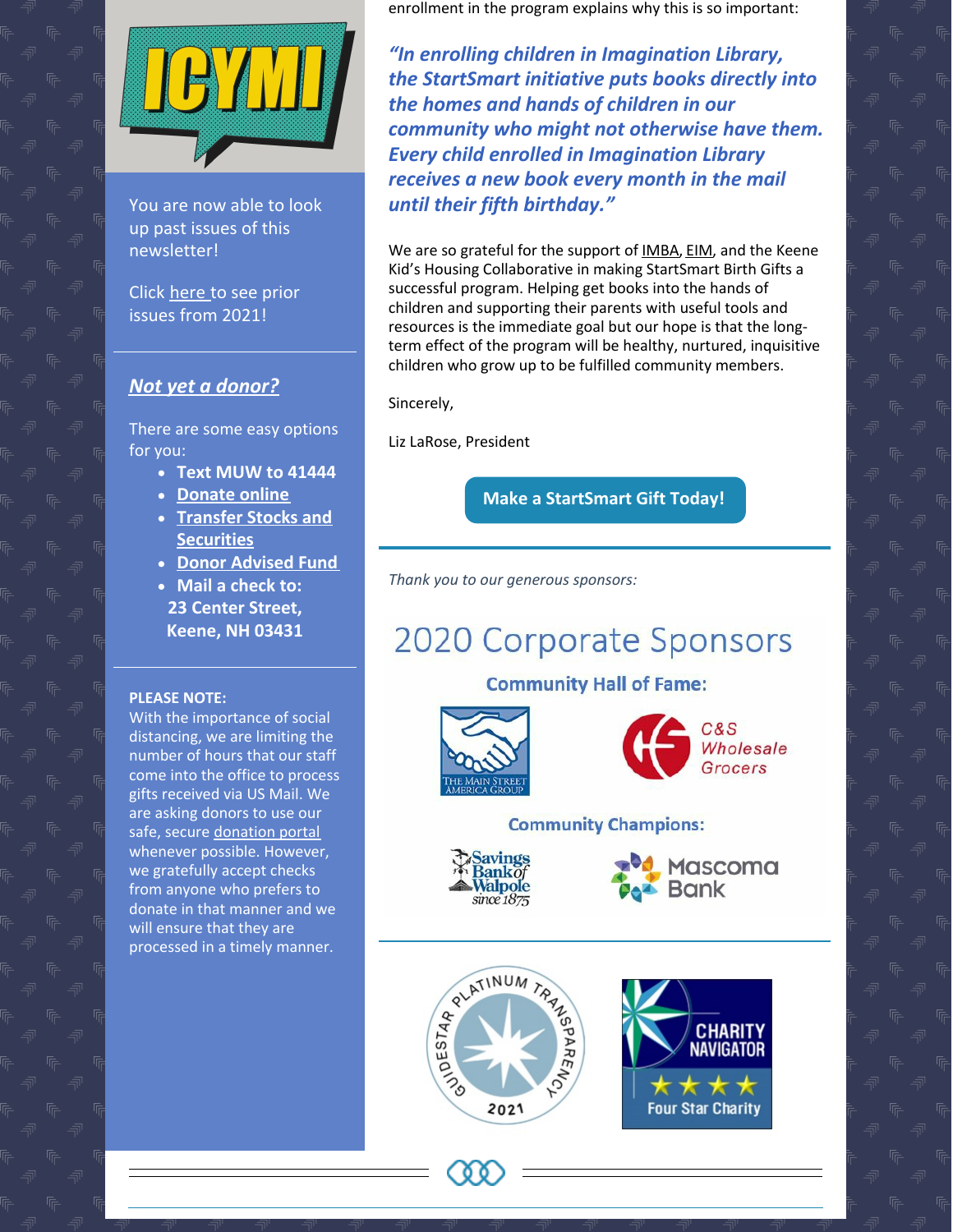ICYMI

You are now able to look up past issues of this newsletter!

Click here to see prior issues from 2021!

## *Not yet a donor?*

There are some easy options for you:

- **Text MUW to 41444**
- **Donate online**
- **Transfer Stocks and Securities**
- **Donor Advised Fund**
- **Mail a check to: 23 Center Street, Keene, NH 03431**

**PLEASE NOTE:**
With the importance of social distancing, we are limiting the number of hours that our staff come into the office to process gifts received via US Mail. We are asking donors to use our safe, secure donation portal whenever possible. However, we gratefully accept checks from anyone who prefers to donate in that manner and we will ensure that they are processed in a timely manner.

enrollment in the program explains why this is so important:

***"In enrolling children in Imagination Library, the StartSmart initiative puts books directly into the homes and hands of children in our community who might not otherwise have them. Every child enrolled in Imagination Library receives a new book every month in the mail until their fifth birthday."***

We are so grateful for the support of IMBA, EIM, and the Keene Kid's Housing Collaborative in making StartSmart Birth Gifts a successful program. Helping get books into the hands of children and supporting their parents with useful tools and resources is the immediate goal but our hope is that the long-term effect of the program will be healthy, nurtured, inquisitive children who grow up to be fulfilled community members.

Sincerely,

Liz LaRose, President

**Make a StartSmart Gift Today!**

*Thank you to our generous sponsors:*

## 2020 Corporate Sponsors

### Community Hall of Fame:

The Main Street America Group

C&S Wholesale Grocers

### Community Champions:

Savings Bank of Walpole since 1875

Mascoma Bank

GuideStar Platinum Transparency 2021

Charity Navigator Four Star Charity